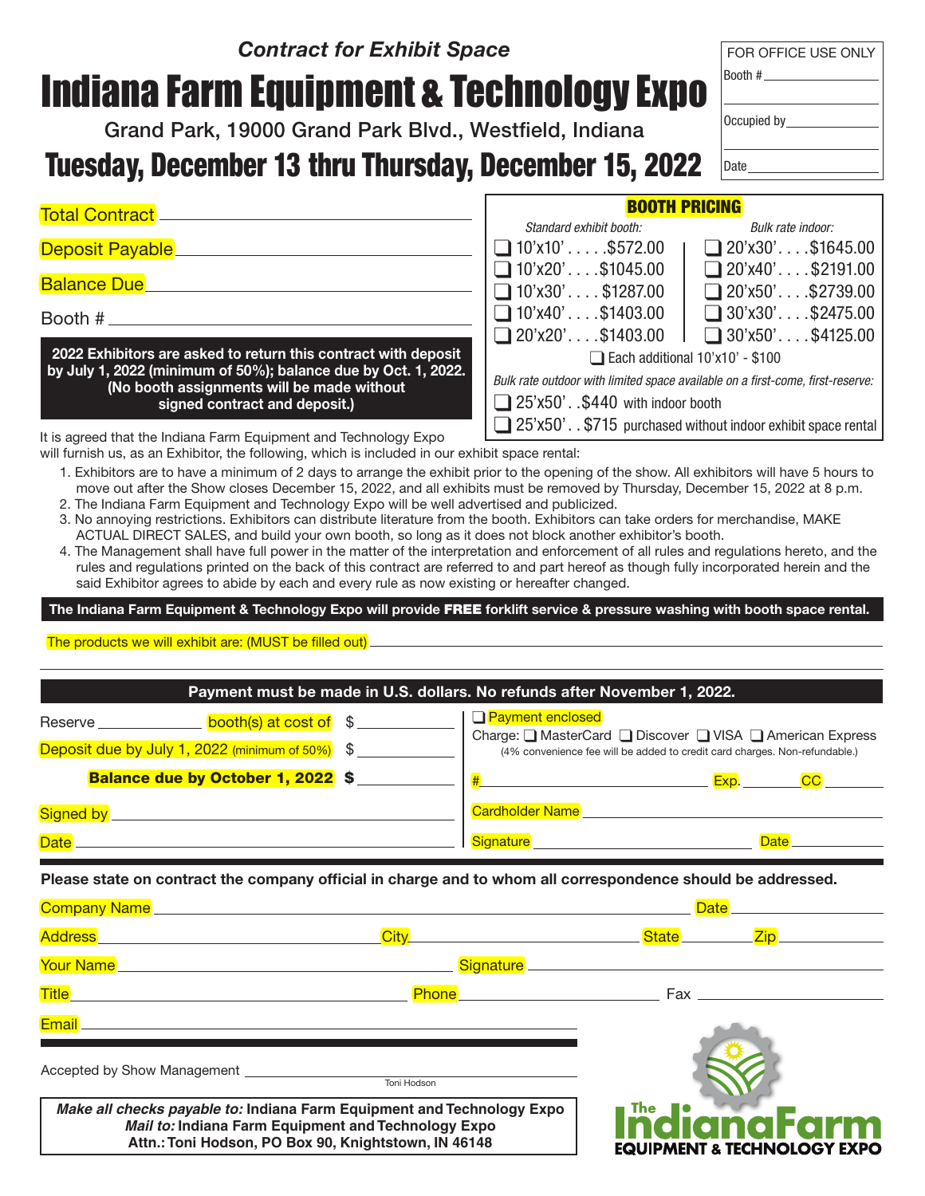*Contract for Exhibit Space*

# Indiana Farm Equipment & Technology Expo

Grand Park, 19000 Grand Park Blvd., Westfield, Indiana

## Tuesday, December 13 thru Thursday, December 15, 2022

| FOR OFFICE USE ONLY |
|---|
| Booth # ______________ |
| Occupied by ______________ |
| Date ______________ |

Total Contract ______________________

Deposit Payable ______________________

Balance Due ______________________

Booth # ______________________

**2022 Exhibitors are asked to return this contract with deposit by July 1, 2022 (minimum of 50%); balance due by Oct. 1, 2022. (No booth assignments will be made without signed contract and deposit.)**

**BOOTH PRICING**

| *Standard exhibit booth:* | *Bulk rate indoor:* |
|---|---|
| ❑ 10'x10' . . . . .$572.00 | ❑ 20'x30' . . . .$1645.00 |
| ❑ 10'x20' . . . .$1045.00 | ❑ 20'x40' . . . .$2191.00 |
| ❑ 10'x30' . . . . $1287.00 | ❑ 20'x50' . . . .$2739.00 |
| ❑ 10'x40' . . . .$1403.00 | ❑ 30'x30' . . . .$2475.00 |
| ❑ 20'x20' . . . .$1403.00 | ❑ 30'x50' . . . .$4125.00 |

❑ Each additional 10'x10' - $100

*Bulk rate outdoor with limited space available on a first-come, first-reserve:*

❑ 25'x50' . .$440 with indoor booth

❑ 25'x50' . .$715 purchased without indoor exhibit space rental

It is agreed that the Indiana Farm Equipment and Technology Expo will furnish us, as an Exhibitor, the following, which is included in our exhibit space rental:

1. Exhibitors are to have a minimum of 2 days to arrange the exhibit prior to the opening of the show. All exhibitors will have 5 hours to move out after the Show closes December 15, 2022, and all exhibits must be removed by Thursday, December 15, 2022 at 8 p.m.
2. The Indiana Farm Equipment and Technology Expo will be well advertised and publicized.
3. No annoying restrictions. Exhibitors can distribute literature from the booth. Exhibitors can take orders for merchandise, MAKE ACTUAL DIRECT SALES, and build your own booth, so long as it does not block another exhibitor's booth.
4. The Management shall have full power in the matter of the interpretation and enforcement of all rules and regulations hereto, and the rules and regulations printed on the back of this contract are referred to and part hereof as though fully incorporated herein and the said Exhibitor agrees to abide by each and every rule as now existing or hereafter changed.

**The Indiana Farm Equipment & Technology Expo will provide FREE forklift service & pressure washing with booth space rental.**

The products we will exhibit are: (MUST be filled out) ______________________

**Payment must be made in U.S. dollars. No refunds after November 1, 2022.**

Reserve __________ booth(s) at cost of $ __________

Deposit due by July 1, 2022 (minimum of 50%) $ __________

**Balance due by October 1, 2022 $** __________

Signed by ______________________

Date ______________________

❑ Payment enclosed

Charge: ❑ MasterCard ❑ Discover ❑ VISA ❑ American Express

(4% convenience fee will be added to credit card charges. Non-refundable.)

# __________ Exp. ______ CC ______

Cardholder Name ______________________

Signature ______________ Date ________

**Please state on contract the company official in charge and to whom all correspondence should be addressed.**

Company Name ______________________ Date __________

Address ______________ City ______________ State ______ Zip ______

Your Name ______________________ Signature ______________________

Title ______________ Phone ______________ Fax ______________

Email ______________________

Accepted by Show Management ______________________
Toni Hodson

*Make all checks payable to:* **Indiana Farm Equipment and Technology Expo**
*Mail to:* **Indiana Farm Equipment and Technology Expo**
**Attn.: Toni Hodson, PO Box 90, Knightstown, IN 46148**

The IndianaFarm EQUIPMENT & TECHNOLOGY EXPO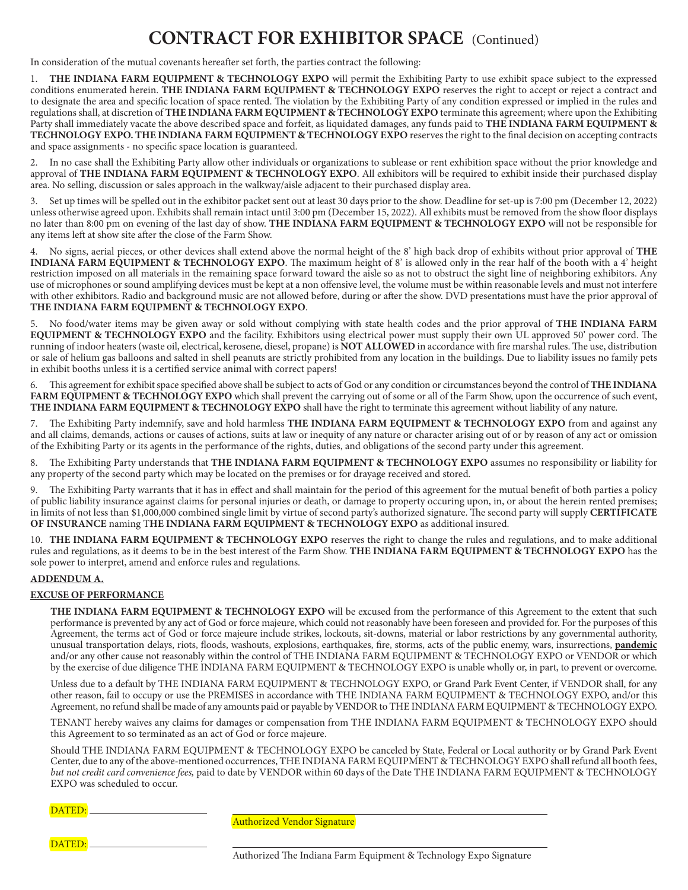# CONTRACT FOR EXHIBITOR SPACE (Continued)

In consideration of the mutual covenants hereafter set forth, the parties contract the following:

1. **THE INDIANA FARM EQUIPMENT & TECHNOLOGY EXPO** will permit the Exhibiting Party to use exhibit space subject to the expressed conditions enumerated herein. **THE INDIANA FARM EQUIPMENT & TECHNOLOGY EXPO** reserves the right to accept or reject a contract and to designate the area and specific location of space rented. The violation by the Exhibiting Party of any condition expressed or implied in the rules and regulations shall, at discretion of **THE INDIANA FARM EQUIPMENT & TECHNOLOGY EXPO** terminate this agreement; where upon the Exhibiting Party shall immediately vacate the above described space and forfeit, as liquidated damages, any funds paid to **THE INDIANA FARM EQUIPMENT & TECHNOLOGY EXPO. THE INDIANA FARM EQUIPMENT & TECHNOLOGY EXPO** reserves the right to the final decision on accepting contracts and space assignments - no specific space location is guaranteed.

2. In no case shall the Exhibiting Party allow other individuals or organizations to sublease or rent exhibition space without the prior knowledge and approval of **THE INDIANA FARM EQUIPMENT & TECHNOLOGY EXPO**. All exhibitors will be required to exhibit inside their purchased display area. No selling, discussion or sales approach in the walkway/aisle adjacent to their purchased display area.

3. Set up times will be spelled out in the exhibitor packet sent out at least 30 days prior to the show. Deadline for set-up is 7:00 pm (December 12, 2022) unless otherwise agreed upon. Exhibits shall remain intact until 3:00 pm (December 15, 2022). All exhibits must be removed from the show floor displays no later than 8:00 pm on evening of the last day of show. **THE INDIANA FARM EQUIPMENT & TECHNOLOGY EXPO** will not be responsible for any items left at show site after the close of the Farm Show.

4. No signs, aerial pieces, or other devices shall extend above the normal height of the 8' high back drop of exhibits without prior approval of **THE INDIANA FARM EQUIPMENT & TECHNOLOGY EXPO**. The maximum height of 8' is allowed only in the rear half of the booth with a 4' height restriction imposed on all materials in the remaining space forward toward the aisle so as not to obstruct the sight line of neighboring exhibitors. Any use of microphones or sound amplifying devices must be kept at a non offensive level, the volume must be within reasonable levels and must not interfere with other exhibitors. Radio and background music are not allowed before, during or after the show. DVD presentations must have the prior approval of **THE INDIANA FARM EQUIPMENT & TECHNOLOGY EXPO**.

5. No food/water items may be given away or sold without complying with state health codes and the prior approval of **THE INDIANA FARM EQUIPMENT & TECHNOLOGY EXPO** and the facility. Exhibitors using electrical power must supply their own UL approved 50' power cord. The running of indoor heaters (waste oil, electrical, kerosene, diesel, propane) is **NOT ALLOWED** in accordance with fire marshal rules. The use, distribution or sale of helium gas balloons and salted in shell peanuts are strictly prohibited from any location in the buildings. Due to liability issues no family pets in exhibit booths unless it is a certified service animal with correct papers!

6. This agreement for exhibit space specified above shall be subject to acts of God or any condition or circumstances beyond the control of **THE INDIANA FARM EQUIPMENT & TECHNOLOGY EXPO** which shall prevent the carrying out of some or all of the Farm Show, upon the occurrence of such event, **THE INDIANA FARM EQUIPMENT & TECHNOLOGY EXPO** shall have the right to terminate this agreement without liability of any nature.

7. The Exhibiting Party indemnify, save and hold harmless **THE INDIANA FARM EQUIPMENT & TECHNOLOGY EXPO** from and against any and all claims, demands, actions or causes of actions, suits at law or inequity of any nature or character arising out of or by reason of any act or omission of the Exhibiting Party or its agents in the performance of the rights, duties, and obligations of the second party under this agreement.

8. The Exhibiting Party understands that **THE INDIANA FARM EQUIPMENT & TECHNOLOGY EXPO** assumes no responsibility or liability for any property of the second party which may be located on the premises or for drayage received and stored.

9. The Exhibiting Party warrants that it has in effect and shall maintain for the period of this agreement for the mutual benefit of both parties a policy of public liability insurance against claims for personal injuries or death, or damage to property occuring upon, in, or about the herein rented premises; in limits of not less than $1,000,000 combined single limit by virtue of second party's authorized signature. The second party will supply **CERTIFICATE OF INSURANCE** naming T**HE INDIANA FARM EQUIPMENT & TECHNOLOGY EXPO** as additional insured.

10. **THE INDIANA FARM EQUIPMENT & TECHNOLOGY EXPO** reserves the right to change the rules and regulations, and to make additional rules and regulations, as it deems to be in the best interest of the Farm Show. **THE INDIANA FARM EQUIPMENT & TECHNOLOGY EXPO** has the sole power to interpret, amend and enforce rules and regulations.

**ADDENDUM A.**

**EXCUSE OF PERFORMANCE**

**THE INDIANA FARM EQUIPMENT & TECHNOLOGY EXPO** will be excused from the performance of this Agreement to the extent that such performance is prevented by any act of God or force majeure, which could not reasonably have been foreseen and provided for. For the purposes of this Agreement, the terms act of God or force majeure include strikes, lockouts, sit-downs, material or labor restrictions by any governmental authority, unusual transportation delays, riots, floods, washouts, explosions, earthquakes, fire, storms, acts of the public enemy, wars, insurrections, **pandemic** and/or any other cause not reasonably within the control of THE INDIANA FARM EQUIPMENT & TECHNOLOGY EXPO or VENDOR or which by the exercise of due diligence THE INDIANA FARM EQUIPMENT & TECHNOLOGY EXPO is unable wholly or, in part, to prevent or overcome.

Unless due to a default by THE INDIANA FARM EQUIPMENT & TECHNOLOGY EXPO, or Grand Park Event Center, if VENDOR shall, for any other reason, fail to occupy or use the PREMISES in accordance with THE INDIANA FARM EQUIPMENT & TECHNOLOGY EXPO, and/or this Agreement, no refund shall be made of any amounts paid or payable by VENDOR to THE INDIANA FARM EQUIPMENT & TECHNOLOGY EXPO.

TENANT hereby waives any claims for damages or compensation from THE INDIANA FARM EQUIPMENT & TECHNOLOGY EXPO should this Agreement to so terminated as an act of God or force majeure.

Should THE INDIANA FARM EQUIPMENT & TECHNOLOGY EXPO be canceled by State, Federal or Local authority or by Grand Park Event Center, due to any of the above-mentioned occurrences, THE INDIANA FARM EQUIPMENT & TECHNOLOGY EXPO shall refund all booth fees, *but not credit card convenience fees,* paid to date by VENDOR within 60 days of the Date THE INDIANA FARM EQUIPMENT & TECHNOLOGY EXPO was scheduled to occur.

DATED: ____________________ ____________________________________
Authorized Vendor Signature

DATED: ____________________ ____________________________________
Authorized The Indiana Farm Equipment & Technology Expo Signature